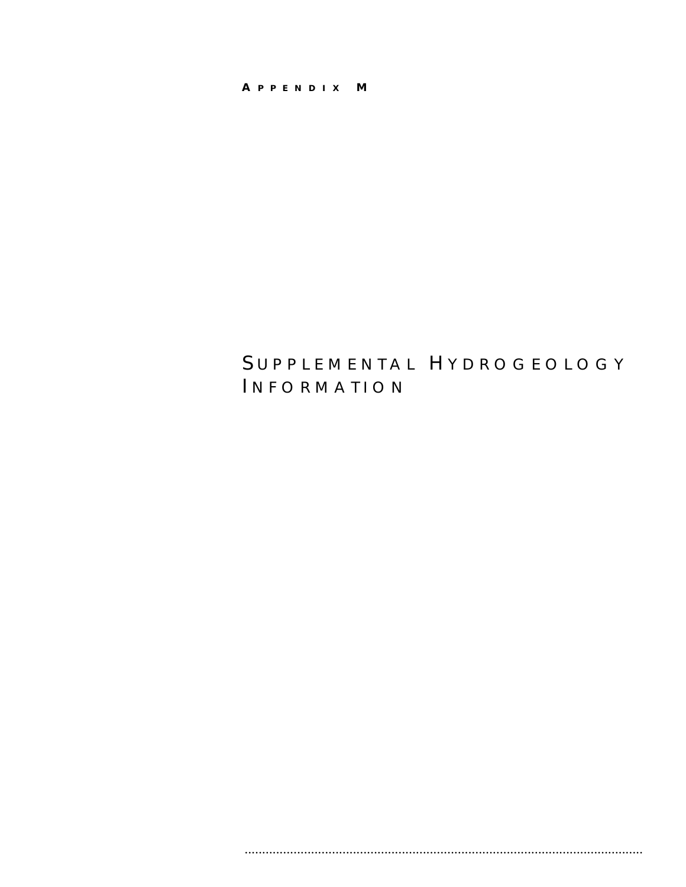# Appendix M

## Supplemental Hydrogeology Information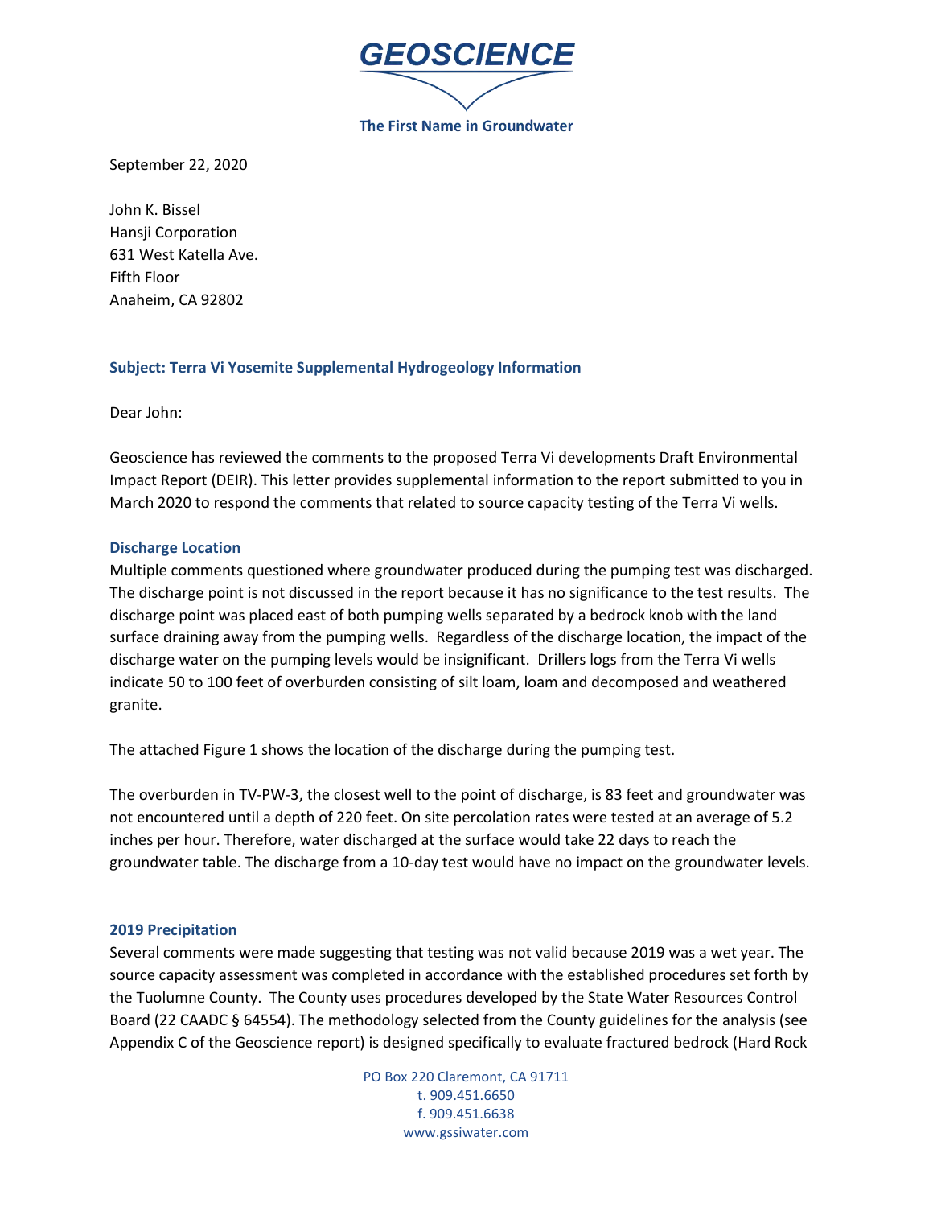# GEOSCIENCE

The First Name in Groundwater

September 22, 2020

John K. Bissel
Hansji Corporation
631 West Katella Ave.
Fifth Floor
Anaheim, CA 92802

**Subject: Terra Vi Yosemite Supplemental Hydrogeology Information**

Dear John:

Geoscience has reviewed the comments to the proposed Terra Vi developments Draft Environmental Impact Report (DEIR). This letter provides supplemental information to the report submitted to you in March 2020 to respond the comments that related to source capacity testing of the Terra Vi wells.

### Discharge Location

Multiple comments questioned where groundwater produced during the pumping test was discharged. The discharge point is not discussed in the report because it has no significance to the test results. The discharge point was placed east of both pumping wells separated by a bedrock knob with the land surface draining away from the pumping wells. Regardless of the discharge location, the impact of the discharge water on the pumping levels would be insignificant. Drillers logs from the Terra Vi wells indicate 50 to 100 feet of overburden consisting of silt loam, loam and decomposed and weathered granite.

The attached Figure 1 shows the location of the discharge during the pumping test.

The overburden in TV-PW-3, the closest well to the point of discharge, is 83 feet and groundwater was not encountered until a depth of 220 feet. On site percolation rates were tested at an average of 5.2 inches per hour. Therefore, water discharged at the surface would take 22 days to reach the groundwater table. The discharge from a 10-day test would have no impact on the groundwater levels.

### 2019 Precipitation

Several comments were made suggesting that testing was not valid because 2019 was a wet year. The source capacity assessment was completed in accordance with the established procedures set forth by the Tuolumne County. The County uses procedures developed by the State Water Resources Control Board (22 CAADC § 64554). The methodology selected from the County guidelines for the analysis (see Appendix C of the Geoscience report) is designed specifically to evaluate fractured bedrock (Hard Rock

PO Box 220 Claremont, CA 91711
t. 909.451.6650
f. 909.451.6638
www.gssiwater.com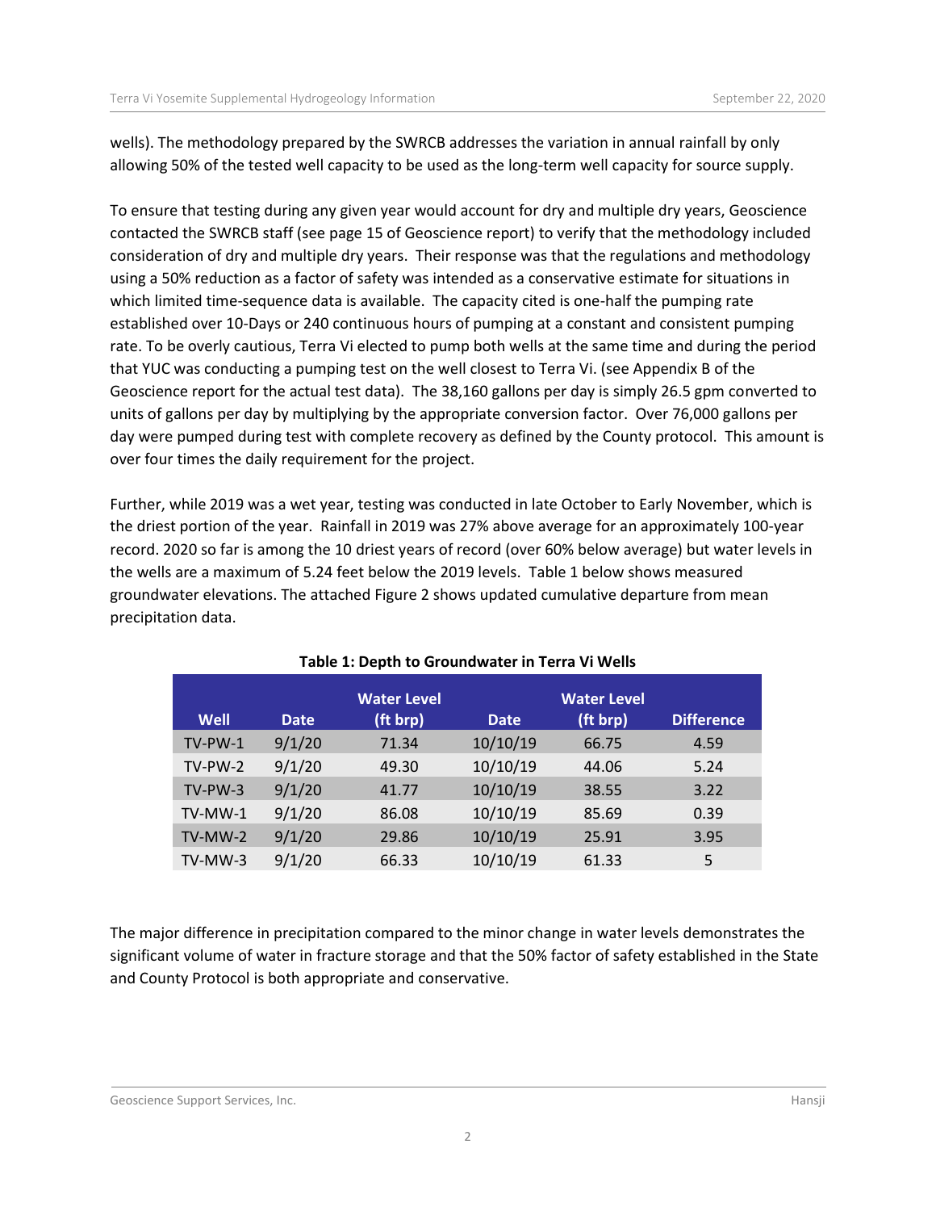wells). The methodology prepared by the SWRCB addresses the variation in annual rainfall by only allowing 50% of the tested well capacity to be used as the long-term well capacity for source supply.

To ensure that testing during any given year would account for dry and multiple dry years, Geoscience contacted the SWRCB staff (see page 15 of Geoscience report) to verify that the methodology included consideration of dry and multiple dry years. Their response was that the regulations and methodology using a 50% reduction as a factor of safety was intended as a conservative estimate for situations in which limited time-sequence data is available. The capacity cited is one-half the pumping rate established over 10-Days or 240 continuous hours of pumping at a constant and consistent pumping rate. To be overly cautious, Terra Vi elected to pump both wells at the same time and during the period that YUC was conducting a pumping test on the well closest to Terra Vi. (see Appendix B of the Geoscience report for the actual test data). The 38,160 gallons per day is simply 26.5 gpm converted to units of gallons per day by multiplying by the appropriate conversion factor. Over 76,000 gallons per day were pumped during test with complete recovery as defined by the County protocol. This amount is over four times the daily requirement for the project.

Further, while 2019 was a wet year, testing was conducted in late October to Early November, which is the driest portion of the year. Rainfall in 2019 was 27% above average for an approximately 100-year record. 2020 so far is among the 10 driest years of record (over 60% below average) but water levels in the wells are a maximum of 5.24 feet below the 2019 levels. Table 1 below shows measured groundwater elevations. The attached Figure 2 shows updated cumulative departure from mean precipitation data.

**Table 1: Depth to Groundwater in Terra Vi Wells**

| Well | Date | Water Level (ft brp) | Date | Water Level (ft brp) | Difference |
|---|---|---|---|---|---|
| TV-PW-1 | 9/1/20 | 71.34 | 10/10/19 | 66.75 | 4.59 |
| TV-PW-2 | 9/1/20 | 49.30 | 10/10/19 | 44.06 | 5.24 |
| TV-PW-3 | 9/1/20 | 41.77 | 10/10/19 | 38.55 | 3.22 |
| TV-MW-1 | 9/1/20 | 86.08 | 10/10/19 | 85.69 | 0.39 |
| TV-MW-2 | 9/1/20 | 29.86 | 10/10/19 | 25.91 | 3.95 |
| TV-MW-3 | 9/1/20 | 66.33 | 10/10/19 | 61.33 | 5 |

The major difference in precipitation compared to the minor change in water levels demonstrates the significant volume of water in fracture storage and that the 50% factor of safety established in the State and County Protocol is both appropriate and conservative.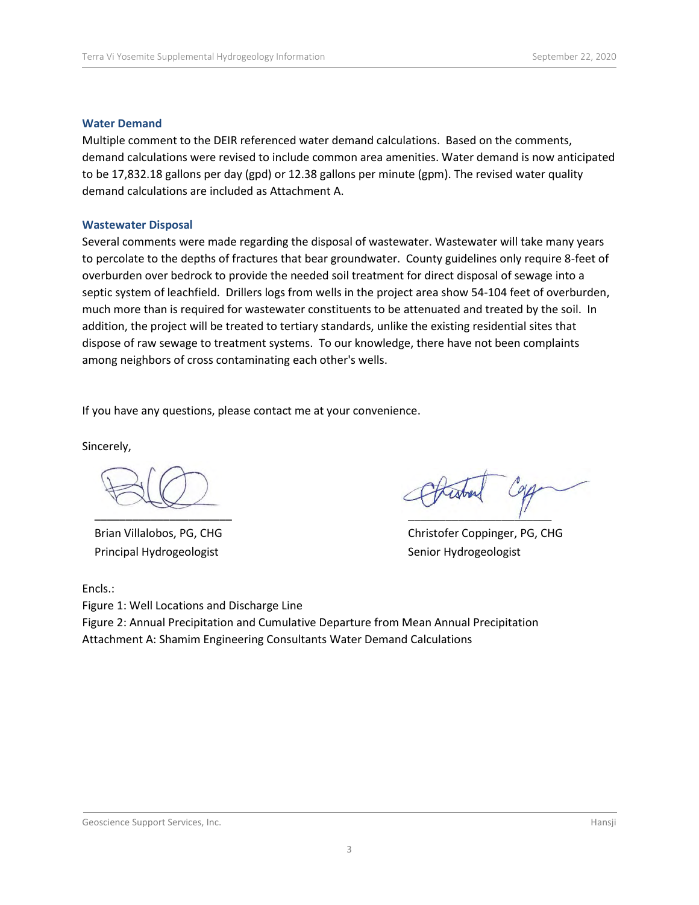## Water Demand

Multiple comment to the DEIR referenced water demand calculations. Based on the comments, demand calculations were revised to include common area amenities. Water demand is now anticipated to be 17,832.18 gallons per day (gpd) or 12.38 gallons per minute (gpm). The revised water quality demand calculations are included as Attachment A.

## Wastewater Disposal

Several comments were made regarding the disposal of wastewater. Wastewater will take many years to percolate to the depths of fractures that bear groundwater. County guidelines only require 8-feet of overburden over bedrock to provide the needed soil treatment for direct disposal of sewage into a septic system of leachfield. Drillers logs from wells in the project area show 54-104 feet of overburden, much more than is required for wastewater constituents to be attenuated and treated by the soil. In addition, the project will be treated to tertiary standards, unlike the existing residential sites that dispose of raw sewage to treatment systems. To our knowledge, there have not been complaints among neighbors of cross contaminating each other's wells.

If you have any questions, please contact me at your convenience.

Sincerely,

Brian Villalobos, PG, CHG
Principal Hydrogeologist

Christofer Coppinger, PG, CHG
Senior Hydrogeologist

Encls.:
Figure 1: Well Locations and Discharge Line
Figure 2: Annual Precipitation and Cumulative Departure from Mean Annual Precipitation
Attachment A: Shamim Engineering Consultants Water Demand Calculations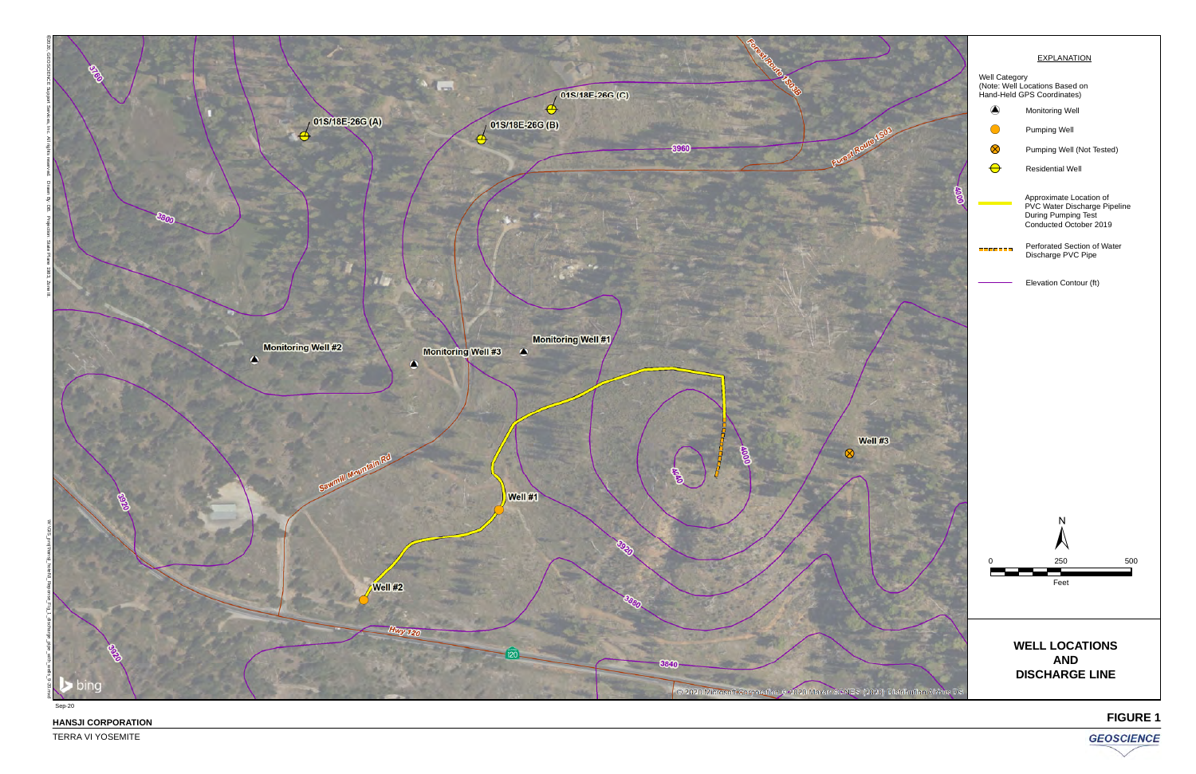EXPLANATION

Well Category
(Note: Well Locations Based on Hand-Held GPS Coordinates)

- Monitoring Well
- Pumping Well
- Pumping Well (Not Tested)
- Residential Well
- Approximate Location of PVC Water Discharge Pipeline During Pumping Test Conducted October 2019
- Perforated Section of Water Discharge PVC Pipe
- Elevation Contour (ft)

N

0 250 500
Feet

# WELL LOCATIONS AND DISCHARGE LINE

Sep-20

**HANSJI CORPORATION**

TERRA VI YOSEMITE

**FIGURE 1**

*GEOSCIENCE*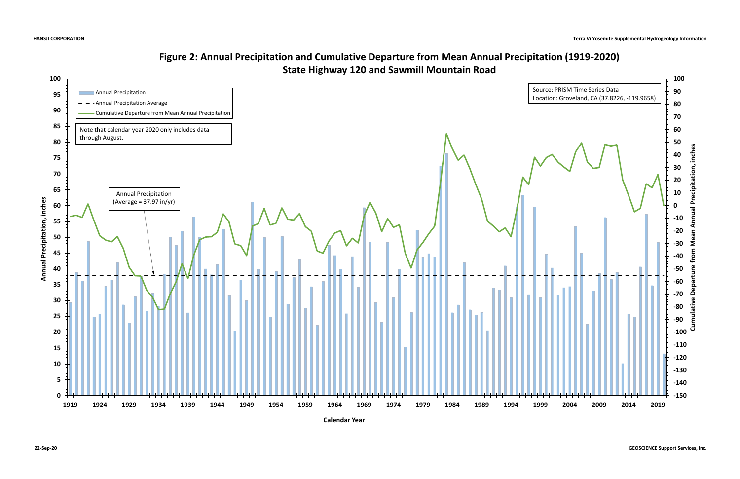# Figure 2: Annual Precipitation and Cumulative Departure from Mean Annual Precipitation (1919-2020)
## State Highway 120 and Sawmill Mountain Road

Legend:
- Annual Precipitation
- Annual Precipitation Average
- Cumulative Departure from Mean Annual Precipitation

Note that calendar year 2020 only includes data through August.

Source: PRISM Time Series Data
Location: Groveland, CA (37.8226, -119.9658)

Annual Precipitation (Average = 37.97 in/yr)

Annual Precipitation, inches

Cumulative Departure from Mean Annual Precipitation, inches

Calendar Year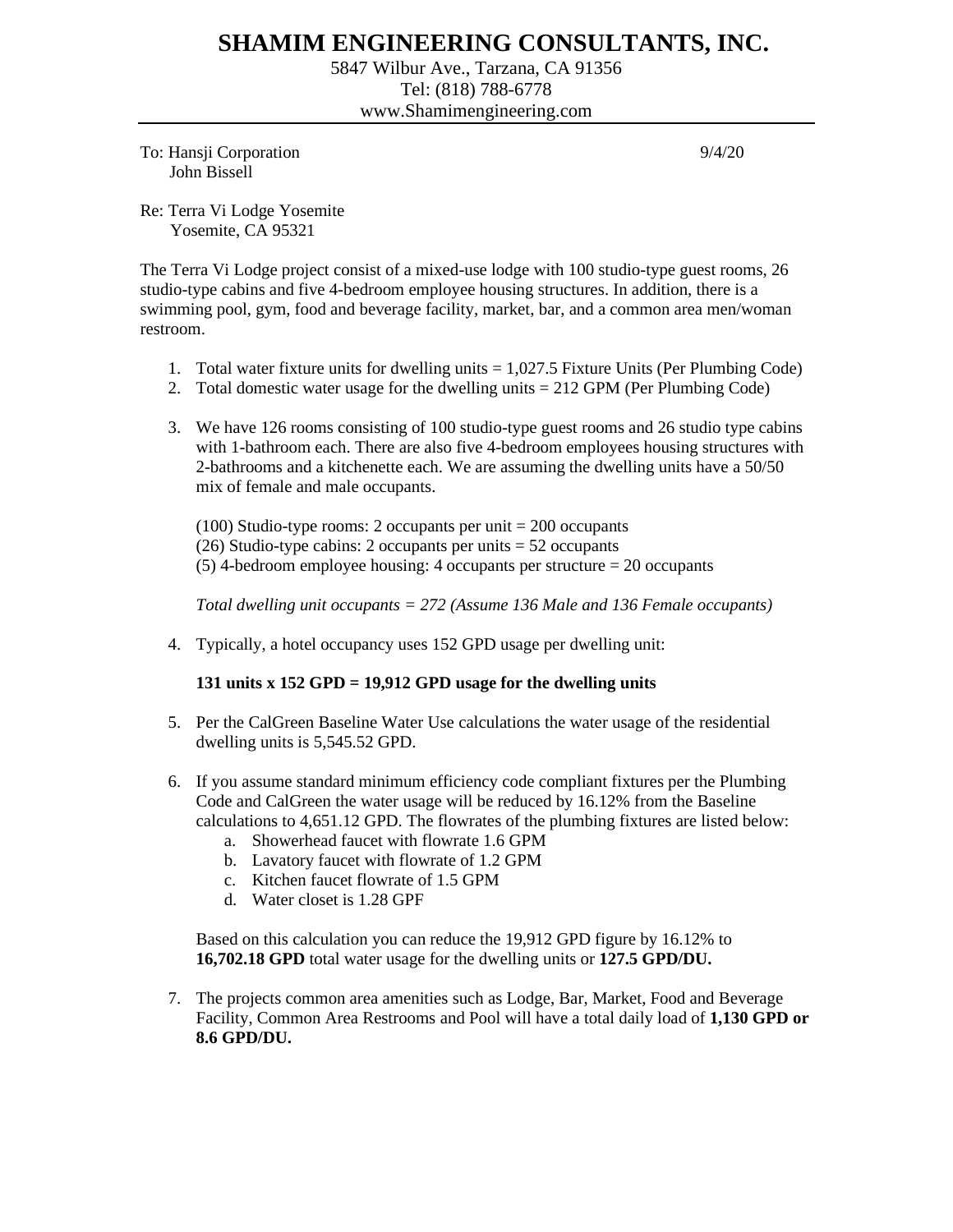# SHAMIM ENGINEERING CONSULTANTS, INC.

5847 Wilbur Ave., Tarzana, CA 91356
Tel: (818) 788-6778
www.Shamimengineering.com

---

To: Hansji Corporation
John Bissell

9/4/20

Re: Terra Vi Lodge Yosemite
Yosemite, CA 95321

The Terra Vi Lodge project consist of a mixed-use lodge with 100 studio-type guest rooms, 26 studio-type cabins and five 4-bedroom employee housing structures. In addition, there is a swimming pool, gym, food and beverage facility, market, bar, and a common area men/woman restroom.

1. Total water fixture units for dwelling units = 1,027.5 Fixture Units (Per Plumbing Code)
2. Total domestic water usage for the dwelling units = 212 GPM (Per Plumbing Code)
3. We have 126 rooms consisting of 100 studio-type guest rooms and 26 studio type cabins with 1-bathroom each. There are also five 4-bedroom employees housing structures with 2-bathrooms and a kitchenette each. We are assuming the dwelling units have a 50/50 mix of female and male occupants.

   (100) Studio-type rooms: 2 occupants per unit = 200 occupants
   (26) Studio-type cabins: 2 occupants per units = 52 occupants
   (5) 4-bedroom employee housing: 4 occupants per structure = 20 occupants

   *Total dwelling unit occupants = 272 (Assume 136 Male and 136 Female occupants)*

4. Typically, a hotel occupancy uses 152 GPD usage per dwelling unit:

   **131 units x 152 GPD = 19,912 GPD usage for the dwelling units**

5. Per the CalGreen Baseline Water Use calculations the water usage of the residential dwelling units is 5,545.52 GPD.
6. If you assume standard minimum efficiency code compliant fixtures per the Plumbing Code and CalGreen the water usage will be reduced by 16.12% from the Baseline calculations to 4,651.12 GPD. The flowrates of the plumbing fixtures are listed below:
   a. Showerhead faucet with flowrate 1.6 GPM
   b. Lavatory faucet with flowrate of 1.2 GPM
   c. Kitchen faucet flowrate of 1.5 GPM
   d. Water closet is 1.28 GPF

   Based on this calculation you can reduce the 19,912 GPD figure by 16.12% to **16,702.18 GPD** total water usage for the dwelling units or **127.5 GPD/DU.**

7. The projects common area amenities such as Lodge, Bar, Market, Food and Beverage Facility, Common Area Restrooms and Pool will have a total daily load of **1,130 GPD or 8.6 GPD/DU.**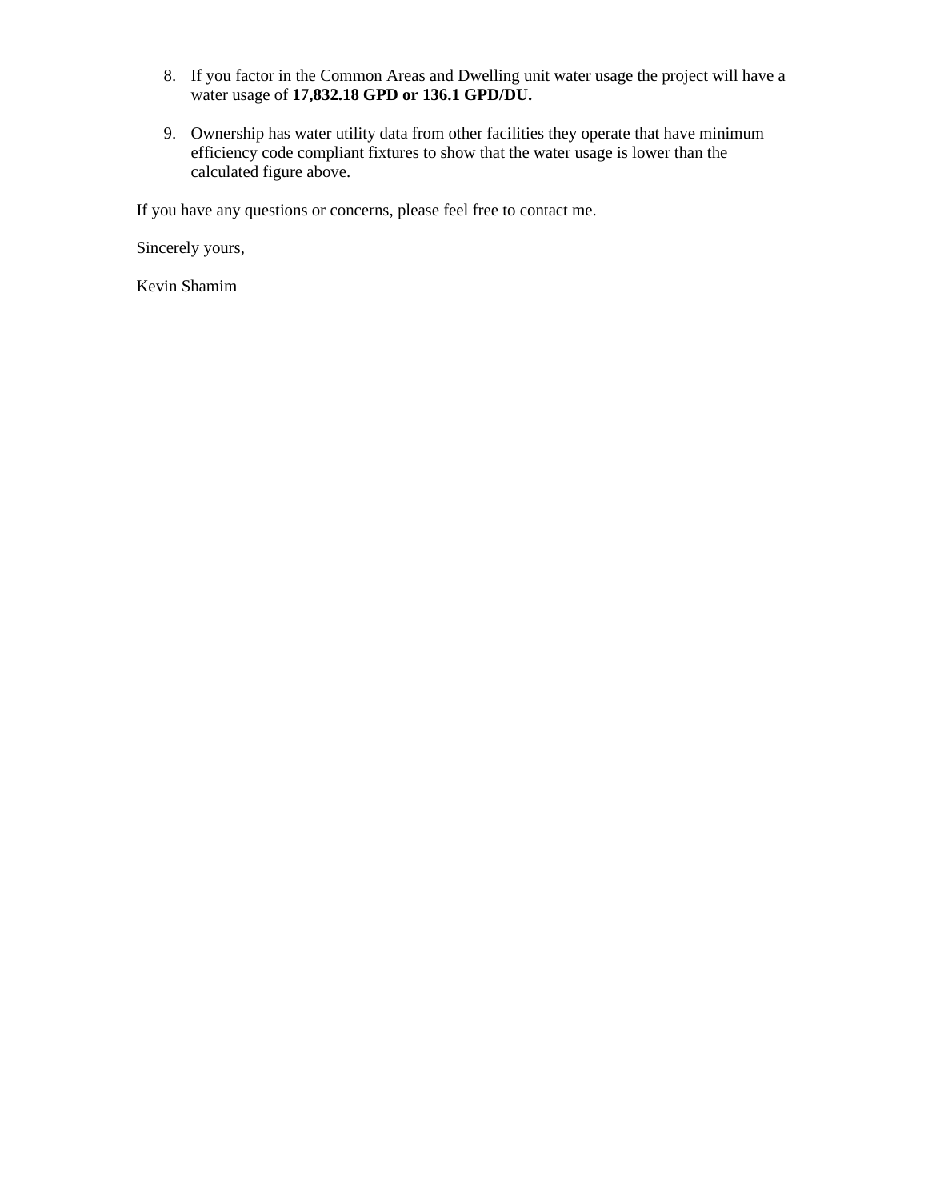8. If you factor in the Common Areas and Dwelling unit water usage the project will have a water usage of **17,832.18 GPD or 136.1 GPD/DU.**

9. Ownership has water utility data from other facilities they operate that have minimum efficiency code compliant fixtures to show that the water usage is lower than the calculated figure above.

If you have any questions or concerns, please feel free to contact me.

Sincerely yours,

Kevin Shamim